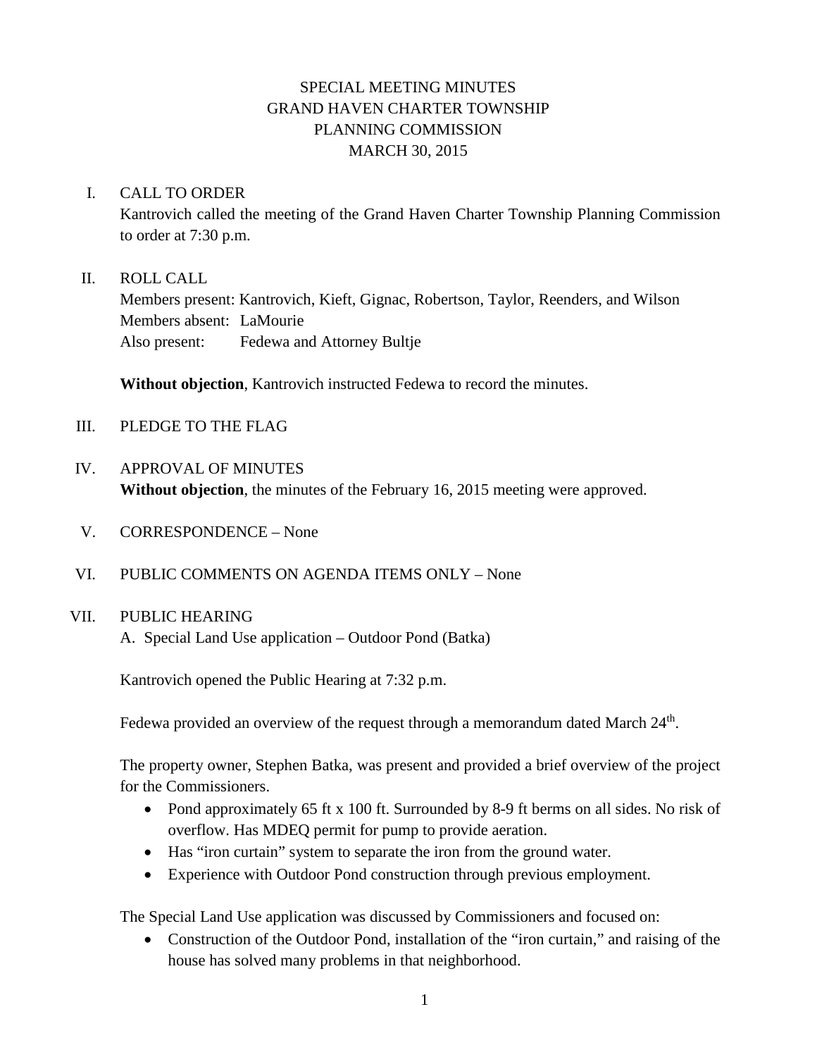# SPECIAL MEETING MINUTES
# GRAND HAVEN CHARTER TOWNSHIP
# PLANNING COMMISSION
# MARCH 30, 2015

## I. CALL TO ORDER

Kantrovich called the meeting of the Grand Haven Charter Township Planning Commission to order at 7:30 p.m.

## II. ROLL CALL

Members present: Kantrovich, Kieft, Gignac, Robertson, Taylor, Reenders, and Wilson
Members absent: LaMourie
Also present: Fedewa and Attorney Bultje

**Without objection**, Kantrovich instructed Fedewa to record the minutes.

## III. PLEDGE TO THE FLAG

## IV. APPROVAL OF MINUTES

**Without objection**, the minutes of the February 16, 2015 meeting were approved.

## V. CORRESPONDENCE – None

## VI. PUBLIC COMMENTS ON AGENDA ITEMS ONLY – None

## VII. PUBLIC HEARING

A. Special Land Use application – Outdoor Pond (Batka)

Kantrovich opened the Public Hearing at 7:32 p.m.

Fedewa provided an overview of the request through a memorandum dated March 24th.

The property owner, Stephen Batka, was present and provided a brief overview of the project for the Commissioners.

- Pond approximately 65 ft x 100 ft. Surrounded by 8-9 ft berms on all sides. No risk of overflow. Has MDEQ permit for pump to provide aeration.
- Has "iron curtain" system to separate the iron from the ground water.
- Experience with Outdoor Pond construction through previous employment.

The Special Land Use application was discussed by Commissioners and focused on:

- Construction of the Outdoor Pond, installation of the "iron curtain," and raising of the house has solved many problems in that neighborhood.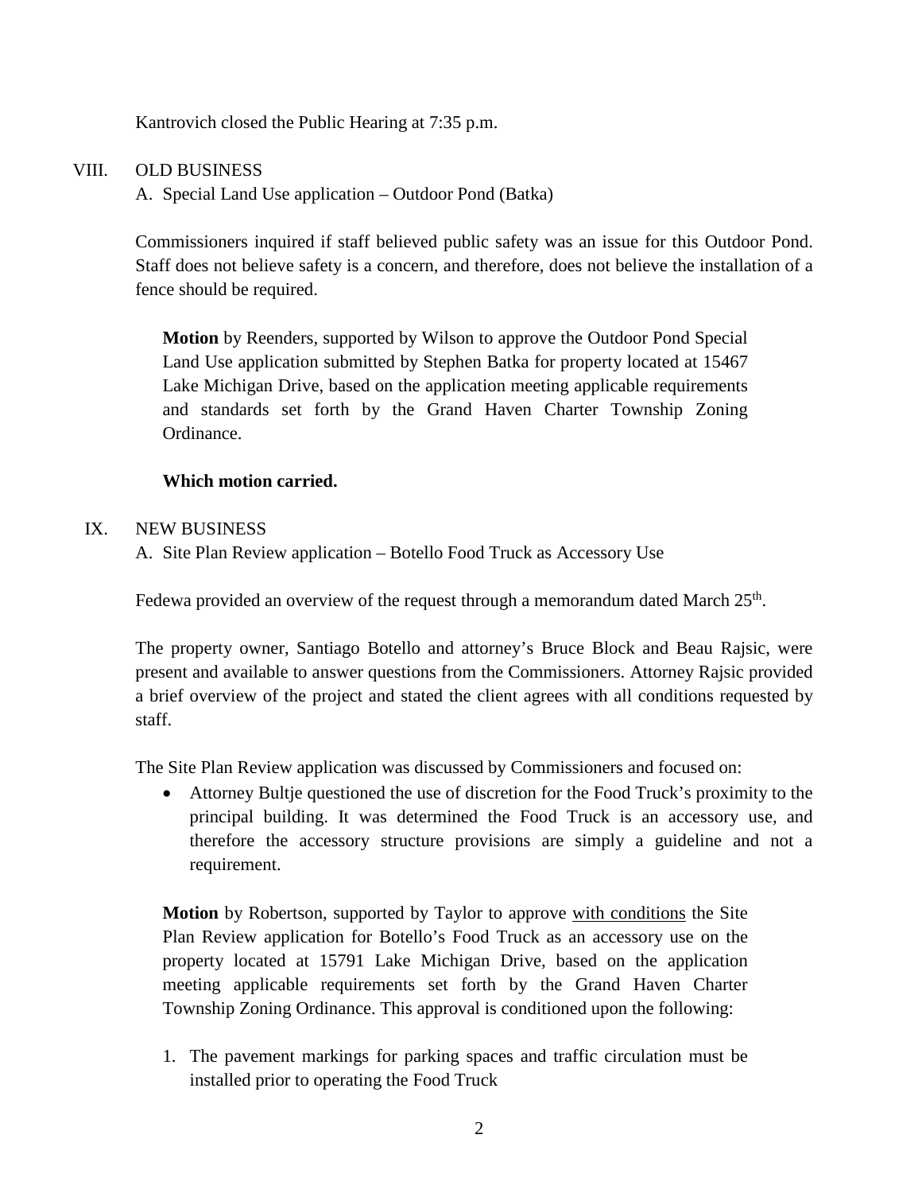Kantrovich closed the Public Hearing at 7:35 p.m.

VIII. OLD BUSINESS

A. Special Land Use application – Outdoor Pond (Batka)

Commissioners inquired if staff believed public safety was an issue for this Outdoor Pond. Staff does not believe safety is a concern, and therefore, does not believe the installation of a fence should be required.

> **Motion** by Reenders, supported by Wilson to approve the Outdoor Pond Special Land Use application submitted by Stephen Batka for property located at 15467 Lake Michigan Drive, based on the application meeting applicable requirements and standards set forth by the Grand Haven Charter Township Zoning Ordinance.
>
> **Which motion carried.**

IX. NEW BUSINESS

A. Site Plan Review application – Botello Food Truck as Accessory Use

Fedewa provided an overview of the request through a memorandum dated March 25th.

The property owner, Santiago Botello and attorney's Bruce Block and Beau Rajsic, were present and available to answer questions from the Commissioners. Attorney Rajsic provided a brief overview of the project and stated the client agrees with all conditions requested by staff.

The Site Plan Review application was discussed by Commissioners and focused on:

- Attorney Bultje questioned the use of discretion for the Food Truck's proximity to the principal building. It was determined the Food Truck is an accessory use, and therefore the accessory structure provisions are simply a guideline and not a requirement.

> **Motion** by Robertson, supported by Taylor to approve with conditions the Site Plan Review application for Botello's Food Truck as an accessory use on the property located at 15791 Lake Michigan Drive, based on the application meeting applicable requirements set forth by the Grand Haven Charter Township Zoning Ordinance. This approval is conditioned upon the following:
>
> 1. The pavement markings for parking spaces and traffic circulation must be installed prior to operating the Food Truck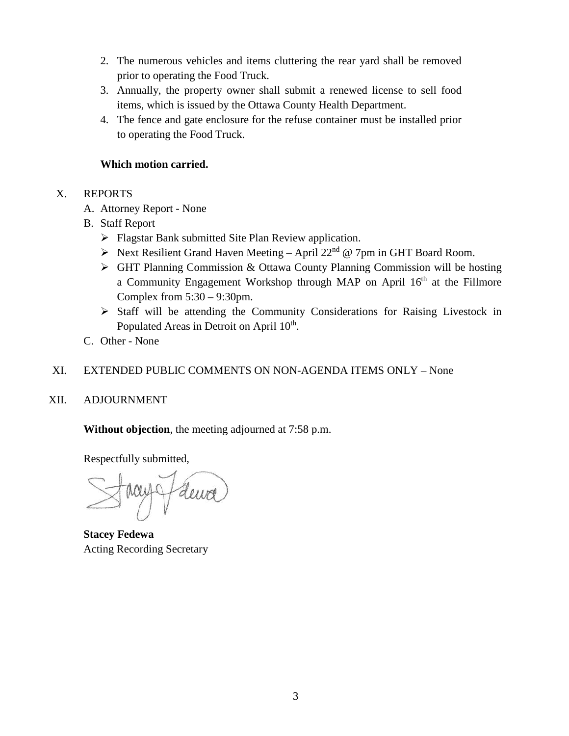2. The numerous vehicles and items cluttering the rear yard shall be removed prior to operating the Food Truck.
3. Annually, the property owner shall submit a renewed license to sell food items, which is issued by the Ottawa County Health Department.
4. The fence and gate enclosure for the refuse container must be installed prior to operating the Food Truck.

**Which motion carried.**

X. REPORTS

A. Attorney Report - None

B. Staff Report

- Flagstar Bank submitted Site Plan Review application.
- Next Resilient Grand Haven Meeting – April 22nd @ 7pm in GHT Board Room.
- GHT Planning Commission & Ottawa County Planning Commission will be hosting a Community Engagement Workshop through MAP on April 16th at the Fillmore Complex from 5:30 – 9:30pm.
- Staff will be attending the Community Considerations for Raising Livestock in Populated Areas in Detroit on April 10th.

C. Other - None

XI. EXTENDED PUBLIC COMMENTS ON NON-AGENDA ITEMS ONLY – None

XII. ADJOURNMENT

**Without objection**, the meeting adjourned at 7:58 p.m.

Respectfully submitted,

**Stacey Fedewa**
Acting Recording Secretary